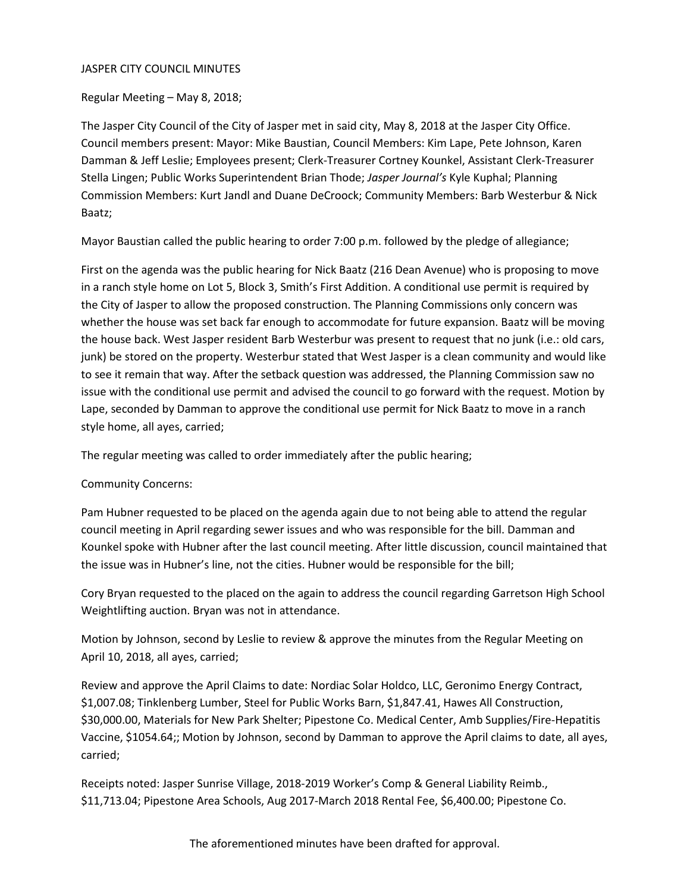JASPER CITY COUNCIL MINUTES

Regular Meeting – May 8, 2018;

The Jasper City Council of the City of Jasper met in said city, May 8, 2018 at the Jasper City Office. Council members present: Mayor: Mike Baustian, Council Members: Kim Lape, Pete Johnson, Karen Damman & Jeff Leslie; Employees present; Clerk-Treasurer Cortney Kounkel, Assistant Clerk-Treasurer Stella Lingen; Public Works Superintendent Brian Thode; *Jasper Journal's* Kyle Kuphal; Planning Commission Members: Kurt Jandl and Duane DeCroock; Community Members: Barb Westerbur & Nick Baatz;

Mayor Baustian called the public hearing to order 7:00 p.m. followed by the pledge of allegiance;

First on the agenda was the public hearing for Nick Baatz (216 Dean Avenue) who is proposing to move in a ranch style home on Lot 5, Block 3, Smith's First Addition. A conditional use permit is required by the City of Jasper to allow the proposed construction. The Planning Commissions only concern was whether the house was set back far enough to accommodate for future expansion. Baatz will be moving the house back. West Jasper resident Barb Westerbur was present to request that no junk (i.e.: old cars, junk) be stored on the property. Westerbur stated that West Jasper is a clean community and would like to see it remain that way. After the setback question was addressed, the Planning Commission saw no issue with the conditional use permit and advised the council to go forward with the request. Motion by Lape, seconded by Damman to approve the conditional use permit for Nick Baatz to move in a ranch style home, all ayes, carried;

The regular meeting was called to order immediately after the public hearing;

Community Concerns:

Pam Hubner requested to be placed on the agenda again due to not being able to attend the regular council meeting in April regarding sewer issues and who was responsible for the bill. Damman and Kounkel spoke with Hubner after the last council meeting. After little discussion, council maintained that the issue was in Hubner's line, not the cities. Hubner would be responsible for the bill;

Cory Bryan requested to the placed on the again to address the council regarding Garretson High School Weightlifting auction. Bryan was not in attendance.

Motion by Johnson, second by Leslie to review & approve the minutes from the Regular Meeting on April 10, 2018, all ayes, carried;

Review and approve the April Claims to date: Nordiac Solar Holdco, LLC, Geronimo Energy Contract, $1,007.08; Tinklenberg Lumber, Steel for Public Works Barn, $1,847.41, Hawes All Construction, $30,000.00, Materials for New Park Shelter; Pipestone Co. Medical Center, Amb Supplies/Fire-Hepatitis Vaccine, $1054.64;; Motion by Johnson, second by Damman to approve the April claims to date, all ayes, carried;

Receipts noted: Jasper Sunrise Village, 2018-2019 Worker's Comp & General Liability Reimb., $11,713.04; Pipestone Area Schools, Aug 2017-March 2018 Rental Fee, $6,400.00; Pipestone Co.

The aforementioned minutes have been drafted for approval.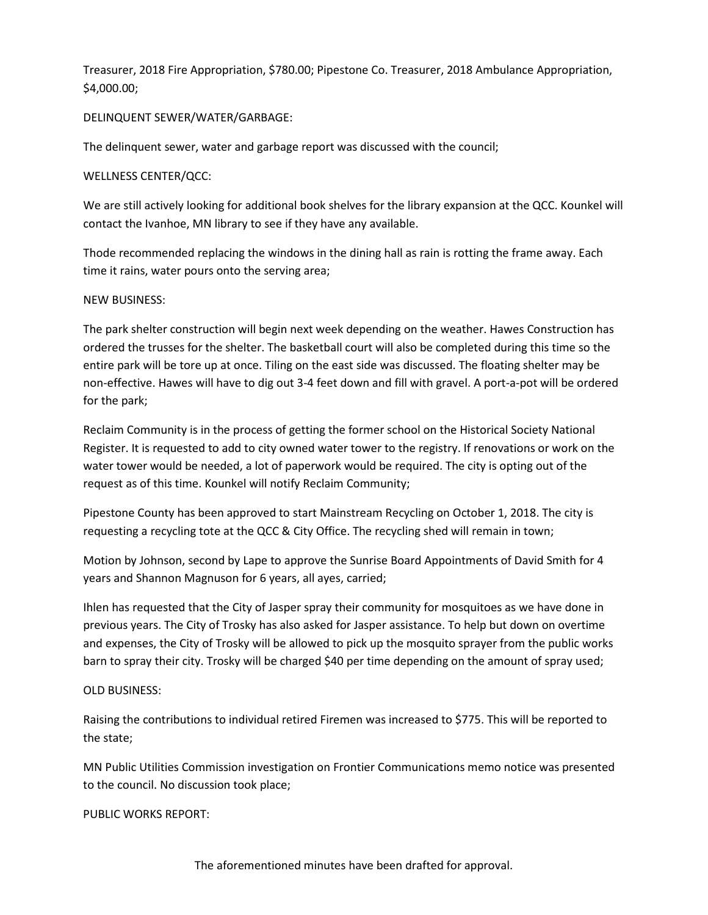Treasurer, 2018 Fire Appropriation, $780.00; Pipestone Co. Treasurer, 2018 Ambulance Appropriation, $4,000.00;

DELINQUENT SEWER/WATER/GARBAGE:

The delinquent sewer, water and garbage report was discussed with the council;

WELLNESS CENTER/QCC:

We are still actively looking for additional book shelves for the library expansion at the QCC. Kounkel will contact the Ivanhoe, MN library to see if they have any available.

Thode recommended replacing the windows in the dining hall as rain is rotting the frame away. Each time it rains, water pours onto the serving area;

NEW BUSINESS:

The park shelter construction will begin next week depending on the weather. Hawes Construction has ordered the trusses for the shelter. The basketball court will also be completed during this time so the entire park will be tore up at once. Tiling on the east side was discussed. The floating shelter may be non-effective. Hawes will have to dig out 3-4 feet down and fill with gravel. A port-a-pot will be ordered for the park;

Reclaim Community is in the process of getting the former school on the Historical Society National Register. It is requested to add to city owned water tower to the registry. If renovations or work on the water tower would be needed, a lot of paperwork would be required. The city is opting out of the request as of this time. Kounkel will notify Reclaim Community;

Pipestone County has been approved to start Mainstream Recycling on October 1, 2018. The city is requesting a recycling tote at the QCC & City Office. The recycling shed will remain in town;

Motion by Johnson, second by Lape to approve the Sunrise Board Appointments of David Smith for 4 years and Shannon Magnuson for 6 years, all ayes, carried;

Ihlen has requested that the City of Jasper spray their community for mosquitoes as we have done in previous years. The City of Trosky has also asked for Jasper assistance. To help but down on overtime and expenses, the City of Trosky will be allowed to pick up the mosquito sprayer from the public works barn to spray their city. Trosky will be charged $40 per time depending on the amount of spray used;

OLD BUSINESS:

Raising the contributions to individual retired Firemen was increased to $775. This will be reported to the state;

MN Public Utilities Commission investigation on Frontier Communications memo notice was presented to the council. No discussion took place;

PUBLIC WORKS REPORT:

The aforementioned minutes have been drafted for approval.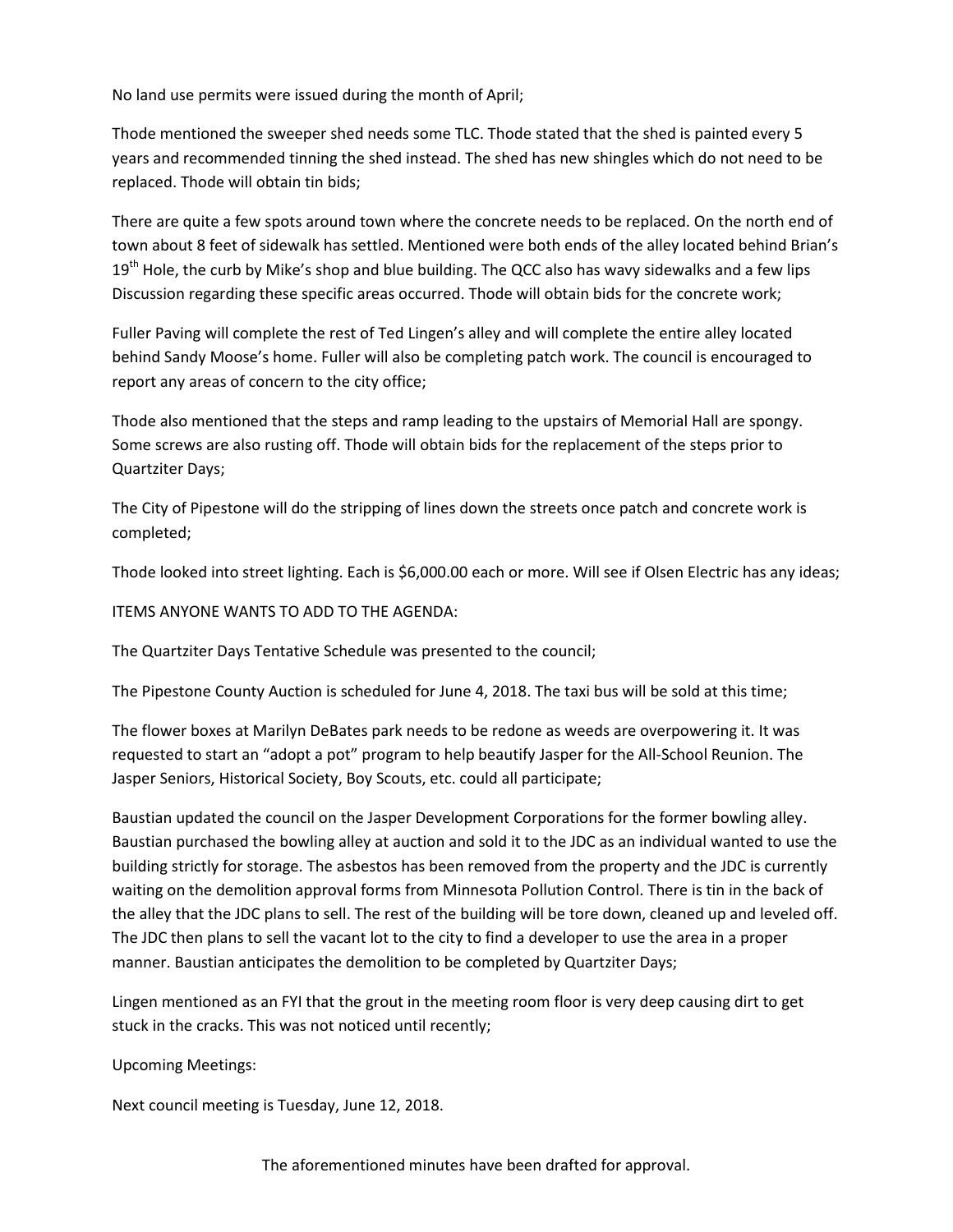No land use permits were issued during the month of April;

Thode mentioned the sweeper shed needs some TLC. Thode stated that the shed is painted every 5 years and recommended tinning the shed instead. The shed has new shingles which do not need to be replaced. Thode will obtain tin bids;

There are quite a few spots around town where the concrete needs to be replaced. On the north end of town about 8 feet of sidewalk has settled. Mentioned were both ends of the alley located behind Brian's 19th Hole, the curb by Mike's shop and blue building. The QCC also has wavy sidewalks and a few lips Discussion regarding these specific areas occurred. Thode will obtain bids for the concrete work;

Fuller Paving will complete the rest of Ted Lingen's alley and will complete the entire alley located behind Sandy Moose's home. Fuller will also be completing patch work. The council is encouraged to report any areas of concern to the city office;

Thode also mentioned that the steps and ramp leading to the upstairs of Memorial Hall are spongy. Some screws are also rusting off. Thode will obtain bids for the replacement of the steps prior to Quartziter Days;

The City of Pipestone will do the stripping of lines down the streets once patch and concrete work is completed;

Thode looked into street lighting. Each is $6,000.00 each or more. Will see if Olsen Electric has any ideas;

ITEMS ANYONE WANTS TO ADD TO THE AGENDA:

The Quartziter Days Tentative Schedule was presented to the council;

The Pipestone County Auction is scheduled for June 4, 2018. The taxi bus will be sold at this time;

The flower boxes at Marilyn DeBates park needs to be redone as weeds are overpowering it. It was requested to start an "adopt a pot" program to help beautify Jasper for the All-School Reunion. The Jasper Seniors, Historical Society, Boy Scouts, etc. could all participate;

Baustian updated the council on the Jasper Development Corporations for the former bowling alley. Baustian purchased the bowling alley at auction and sold it to the JDC as an individual wanted to use the building strictly for storage. The asbestos has been removed from the property and the JDC is currently waiting on the demolition approval forms from Minnesota Pollution Control. There is tin in the back of the alley that the JDC plans to sell. The rest of the building will be tore down, cleaned up and leveled off. The JDC then plans to sell the vacant lot to the city to find a developer to use the area in a proper manner. Baustian anticipates the demolition to be completed by Quartziter Days;

Lingen mentioned as an FYI that the grout in the meeting room floor is very deep causing dirt to get stuck in the cracks. This was not noticed until recently;

Upcoming Meetings:

Next council meeting is Tuesday, June 12, 2018.

The aforementioned minutes have been drafted for approval.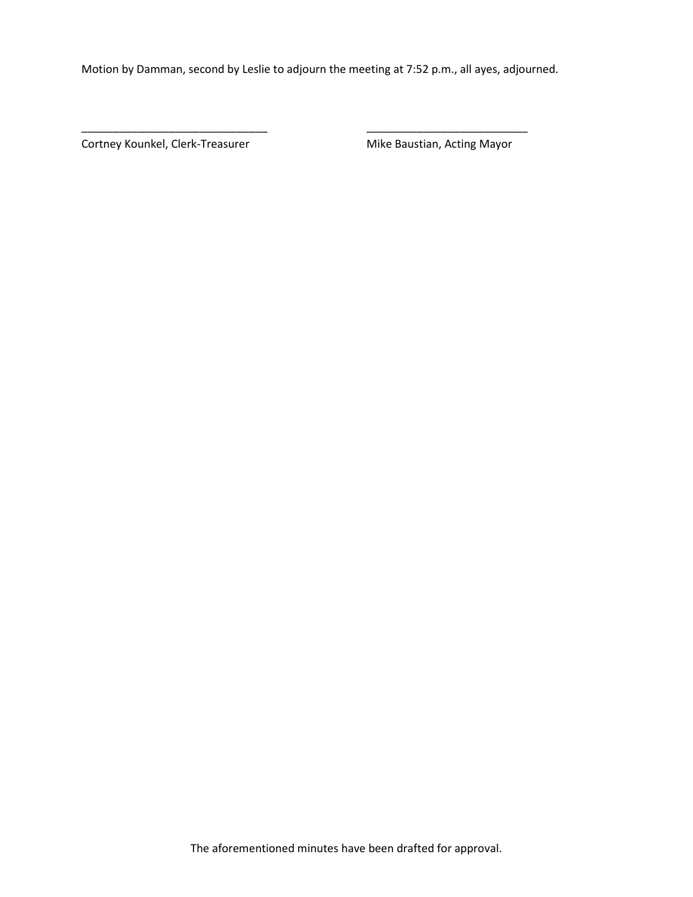Motion by Damman, second by Leslie to adjourn the meeting at 7:52 p.m., all ayes, adjourned.

______________________________ ______________________________

Cortney Kounkel, Clerk-Treasurer Mike Baustian, Acting Mayor

The aforementioned minutes have been drafted for approval.